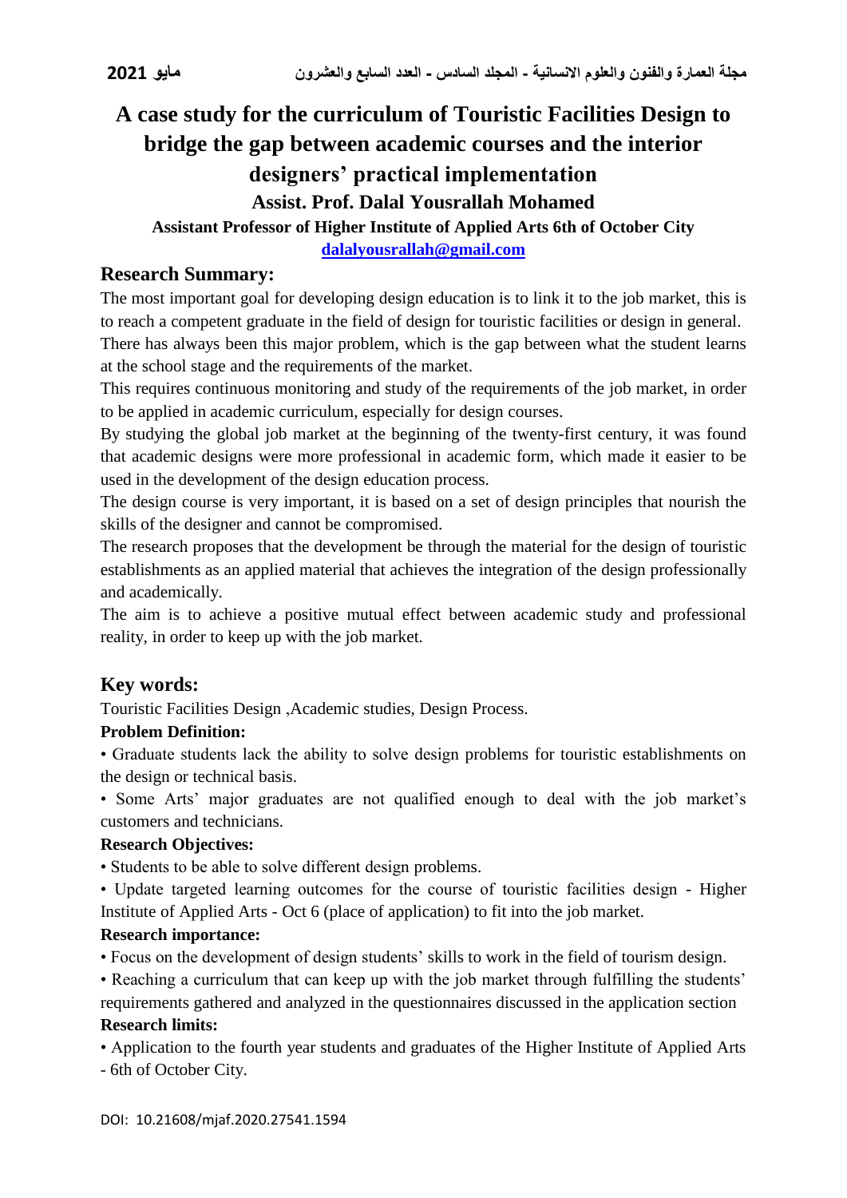# A case study for the curriculum of Touristic Facilities Design to bridge the gap between academic courses and the interior designers' practical implementation

**Assist. Prof. Dalal Yousrallah Mohamed**

**Assistant Professor of Higher Institute of Applied Arts 6th of October City**

**dalalyousrallah@gmail.com**

## Research Summary:

The most important goal for developing design education is to link it to the job market, this is to reach a competent graduate in the field of design for touristic facilities or design in general.

There has always been this major problem, which is the gap between what the student learns at the school stage and the requirements of the market.

This requires continuous monitoring and study of the requirements of the job market, in order to be applied in academic curriculum, especially for design courses.

By studying the global job market at the beginning of the twenty-first century, it was found that academic designs were more professional in academic form, which made it easier to be used in the development of the design education process.

The design course is very important, it is based on a set of design principles that nourish the skills of the designer and cannot be compromised.

The research proposes that the development be through the material for the design of touristic establishments as an applied material that achieves the integration of the design professionally and academically.

The aim is to achieve a positive mutual effect between academic study and professional reality, in order to keep up with the job market.

## Key words:

Touristic Facilities Design ,Academic studies, Design Process.

**Problem Definition:**

- Graduate students lack the ability to solve design problems for touristic establishments on the design or technical basis.
- Some Arts' major graduates are not qualified enough to deal with the job market's customers and technicians.

**Research Objectives:**

- Students to be able to solve different design problems.
- Update targeted learning outcomes for the course of touristic facilities design - Higher Institute of Applied Arts - Oct 6 (place of application) to fit into the job market.

**Research importance:**

- Focus on the development of design students' skills to work in the field of tourism design.
- Reaching a curriculum that can keep up with the job market through fulfilling the students' requirements gathered and analyzed in the questionnaires discussed in the application section

**Research limits:**

- Application to the fourth year students and graduates of the Higher Institute of Applied Arts - 6th of October City.

DOI: 10.21608/mjaf.2020.27541.1594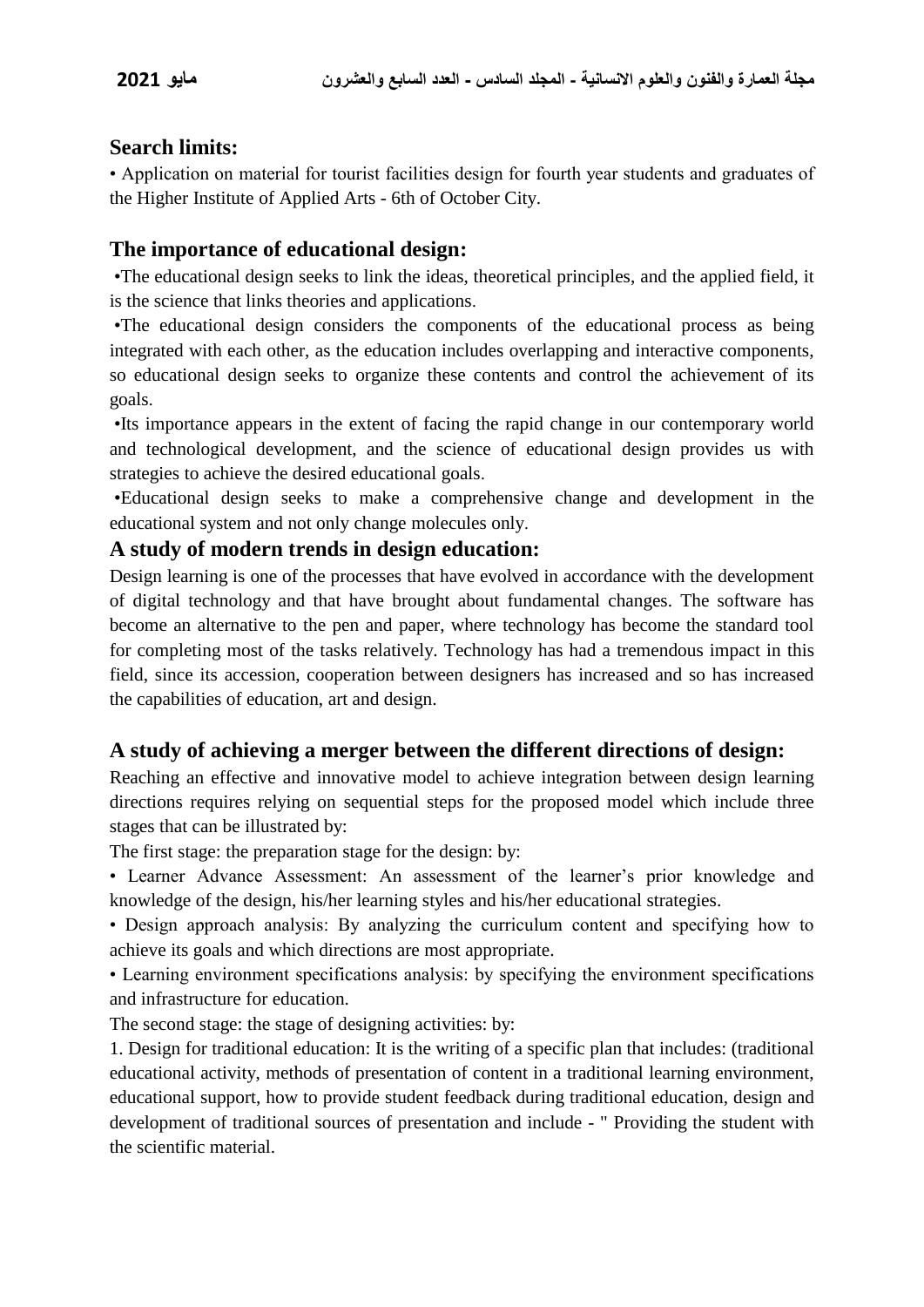## Search limits:

• Application on material for tourist facilities design for fourth year students and graduates of the Higher Institute of Applied Arts - 6th of October City.

## The importance of educational design:

•The educational design seeks to link the ideas, theoretical principles, and the applied field, it is the science that links theories and applications.

•The educational design considers the components of the educational process as being integrated with each other, as the education includes overlapping and interactive components, so educational design seeks to organize these contents and control the achievement of its goals.

•Its importance appears in the extent of facing the rapid change in our contemporary world and technological development, and the science of educational design provides us with strategies to achieve the desired educational goals.

•Educational design seeks to make a comprehensive change and development in the educational system and not only change molecules only.

## A study of modern trends in design education:

Design learning is one of the processes that have evolved in accordance with the development of digital technology and that have brought about fundamental changes. The software has become an alternative to the pen and paper, where technology has become the standard tool for completing most of the tasks relatively. Technology has had a tremendous impact in this field, since its accession, cooperation between designers has increased and so has increased the capabilities of education, art and design.

## A study of achieving a merger between the different directions of design:

Reaching an effective and innovative model to achieve integration between design learning directions requires relying on sequential steps for the proposed model which include three stages that can be illustrated by:

The first stage: the preparation stage for the design: by:

• Learner Advance Assessment: An assessment of the learner's prior knowledge and knowledge of the design, his/her learning styles and his/her educational strategies.

• Design approach analysis: By analyzing the curriculum content and specifying how to achieve its goals and which directions are most appropriate.

• Learning environment specifications analysis: by specifying the environment specifications and infrastructure for education.

The second stage: the stage of designing activities: by:

1. Design for traditional education: It is the writing of a specific plan that includes: (traditional educational activity, methods of presentation of content in a traditional learning environment, educational support, how to provide student feedback during traditional education, design and development of traditional sources of presentation and include - " Providing the student with the scientific material.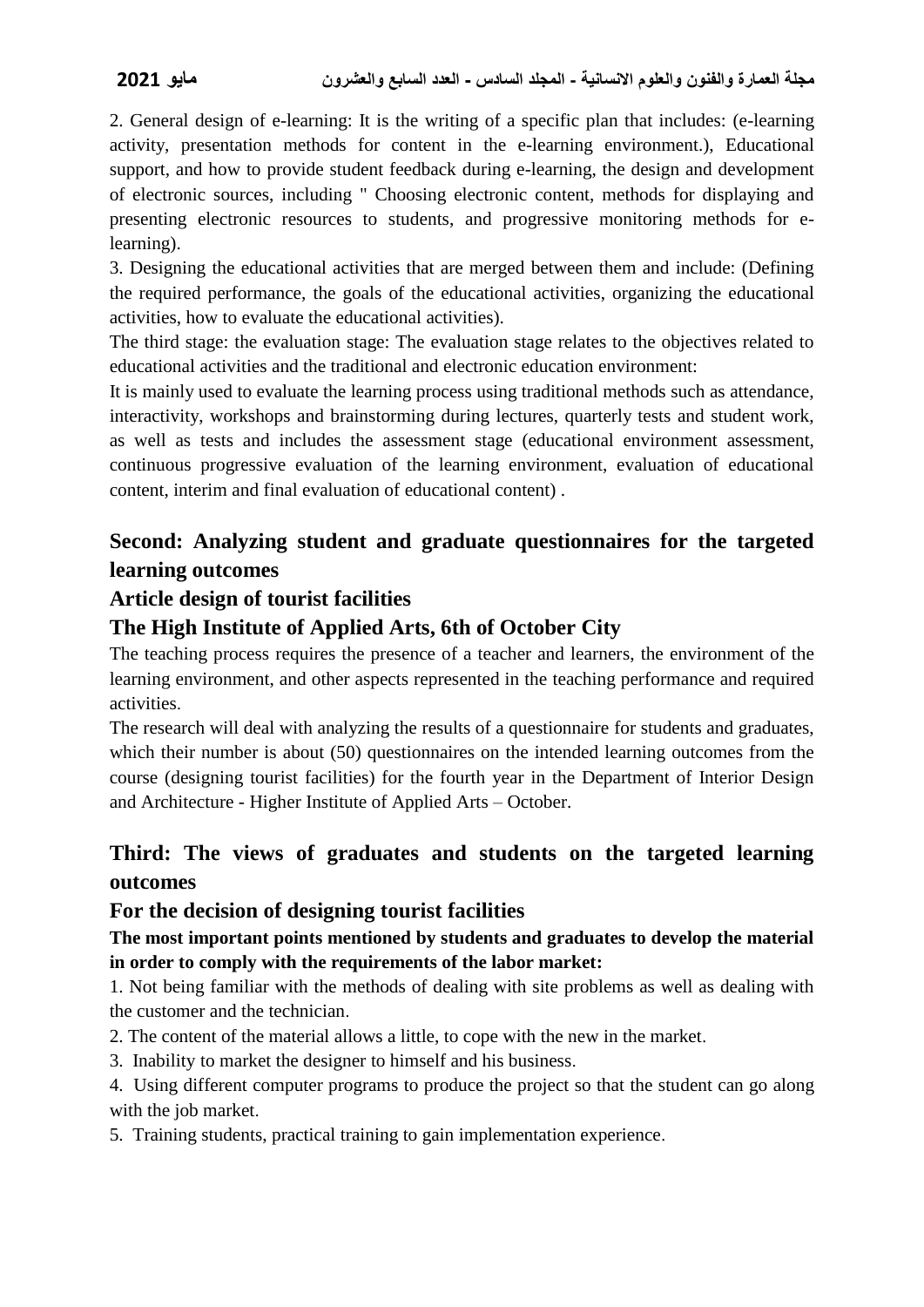2. General design of e-learning: It is the writing of a specific plan that includes: (e-learning activity, presentation methods for content in the e-learning environment.), Educational support, and how to provide student feedback during e-learning, the design and development of electronic sources, including " Choosing electronic content, methods for displaying and presenting electronic resources to students, and progressive monitoring methods for e-learning).

3. Designing the educational activities that are merged between them and include: (Defining the required performance, the goals of the educational activities, organizing the educational activities, how to evaluate the educational activities).

The third stage: the evaluation stage: The evaluation stage relates to the objectives related to educational activities and the traditional and electronic education environment:

It is mainly used to evaluate the learning process using traditional methods such as attendance, interactivity, workshops and brainstorming during lectures, quarterly tests and student work, as well as tests and includes the assessment stage (educational environment assessment, continuous progressive evaluation of the learning environment, evaluation of educational content, interim and final evaluation of educational content) .

## Second: Analyzing student and graduate questionnaires for the targeted learning outcomes

### Article design of tourist facilities

### The High Institute of Applied Arts, 6th of October City

The teaching process requires the presence of a teacher and learners, the environment of the learning environment, and other aspects represented in the teaching performance and required activities.

The research will deal with analyzing the results of a questionnaire for students and graduates, which their number is about (50) questionnaires on the intended learning outcomes from the course (designing tourist facilities) for the fourth year in the Department of Interior Design and Architecture - Higher Institute of Applied Arts – October.

## Third: The views of graduates and students on the targeted learning outcomes

### For the decision of designing tourist facilities

**The most important points mentioned by students and graduates to develop the material in order to comply with the requirements of the labor market:**

1. Not being familiar with the methods of dealing with site problems as well as dealing with the customer and the technician.
2. The content of the material allows a little, to cope with the new in the market.
3. Inability to market the designer to himself and his business.
4. Using different computer programs to produce the project so that the student can go along with the job market.
5. Training students, practical training to gain implementation experience.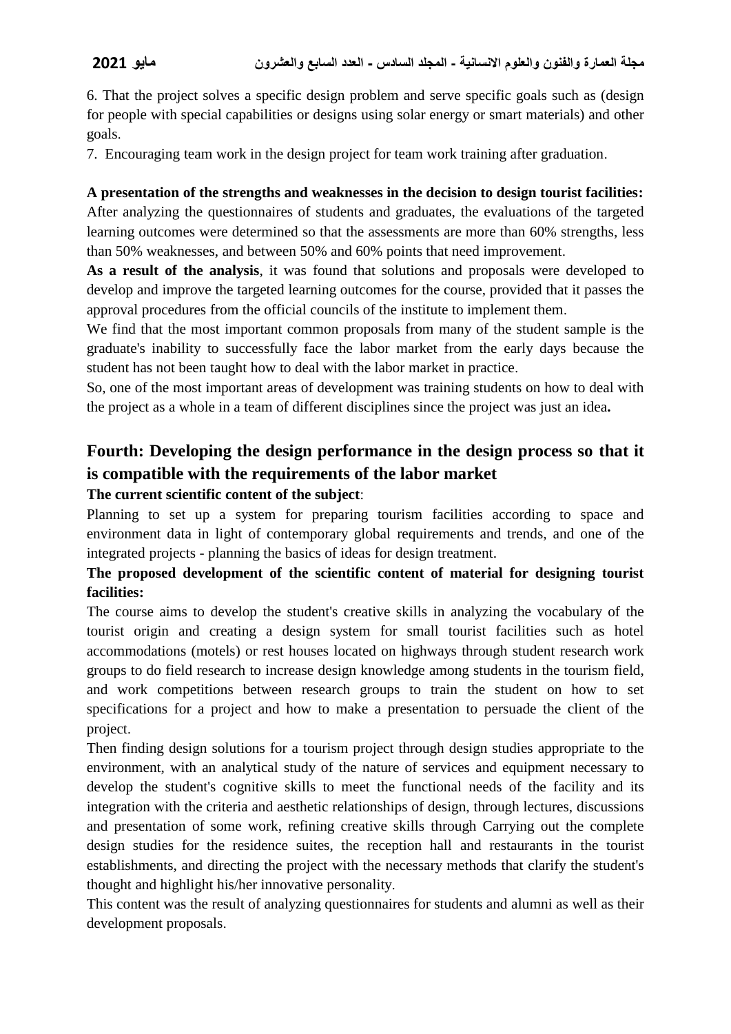6. That the project solves a specific design problem and serve specific goals such as (design for people with special capabilities or designs using solar energy or smart materials) and other goals.

7. Encouraging team work in the design project for team work training after graduation.

**A presentation of the strengths and weaknesses in the decision to design tourist facilities:**
After analyzing the questionnaires of students and graduates, the evaluations of the targeted learning outcomes were determined so that the assessments are more than 60% strengths, less than 50% weaknesses, and between 50% and 60% points that need improvement.

**As a result of the analysis**, it was found that solutions and proposals were developed to develop and improve the targeted learning outcomes for the course, provided that it passes the approval procedures from the official councils of the institute to implement them.

We find that the most important common proposals from many of the student sample is the graduate's inability to successfully face the labor market from the early days because the student has not been taught how to deal with the labor market in practice.

So, one of the most important areas of development was training students on how to deal with the project as a whole in a team of different disciplines since the project was just an idea**.**

## Fourth: Developing the design performance in the design process so that it is compatible with the requirements of the labor market

**The current scientific content of the subject**:

Planning to set up a system for preparing tourism facilities according to space and environment data in light of contemporary global requirements and trends, and one of the integrated projects - planning the basics of ideas for design treatment.

**The proposed development of the scientific content of material for designing tourist facilities:**

The course aims to develop the student's creative skills in analyzing the vocabulary of the tourist origin and creating a design system for small tourist facilities such as hotel accommodations (motels) or rest houses located on highways through student research work groups to do field research to increase design knowledge among students in the tourism field, and work competitions between research groups to train the student on how to set specifications for a project and how to make a presentation to persuade the client of the project.

Then finding design solutions for a tourism project through design studies appropriate to the environment, with an analytical study of the nature of services and equipment necessary to develop the student's cognitive skills to meet the functional needs of the facility and its integration with the criteria and aesthetic relationships of design, through lectures, discussions and presentation of some work, refining creative skills through Carrying out the complete design studies for the residence suites, the reception hall and restaurants in the tourist establishments, and directing the project with the necessary methods that clarify the student's thought and highlight his/her innovative personality.

This content was the result of analyzing questionnaires for students and alumni as well as their development proposals.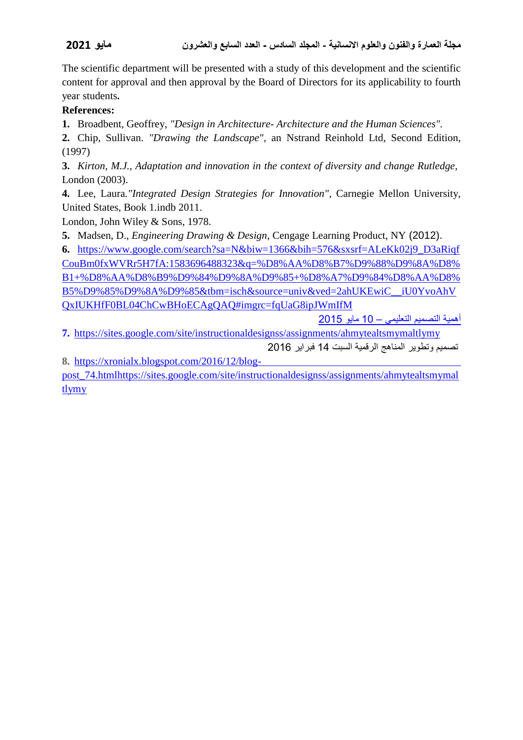The scientific department will be presented with a study of this development and the scientific content for approval and then approval by the Board of Directors for its applicability to fourth year students.

**References:**

1. Broadbent, Geoffrey, *"Design in Architecture- Architecture and the Human Sciences"*.
2. Chip, Sullivan. *"Drawing the Landscape"*, an Nstrand Reinhold Ltd, Second Edition, (1997)
3. *Kirton, M.J., Adaptation and innovation in the context of diversity and change Rutledge*, London (2003).
4. Lee, Laura.*"Integrated Design Strategies for Innovation"*, Carnegie Mellon University, United States, Book 1.indb 2011.

London, John Wiley & Sons, 1978.

5. Madsen, D., *Engineering Drawing & Design*, Cengage Learning Product, NY (2012).
6. https://www.google.com/search?sa=N&biw=1366&bih=576&sxsrf=ALeKk02j9_D3aRiqfCouBm0fxWVRr5H7fA:1583696488323&q=%D8%AA%D8%B7%D9%88%D9%8A%D8%B1+%D8%AA%D8%B9%D9%84%D9%8A%D9%85+%D8%A7%D9%84%D8%AA%D8%B5%D9%85%D9%8A%D9%85&tbm=isch&source=univ&ved=2ahUKEwiC__iU0YvoAhVQxIUKHfF0BL04ChCwBHoECAgQAQ#imgrc=fqUaG8ipJWmIfM

أهمية التصميم التعليمى – 10 مايو 2015

7. https://sites.google.com/site/instructionaldesignss/assignments/ahmytealtsmymaltlymy

تصميم وتطوير المناهج الرقمية السبت 14 فبراير 2016

8. https://xronialx.blogspot.com/2016/12/blog-post_74.htmlhttps://sites.google.com/site/instructionaldesignss/assignments/ahmytealtsmymaltlymy